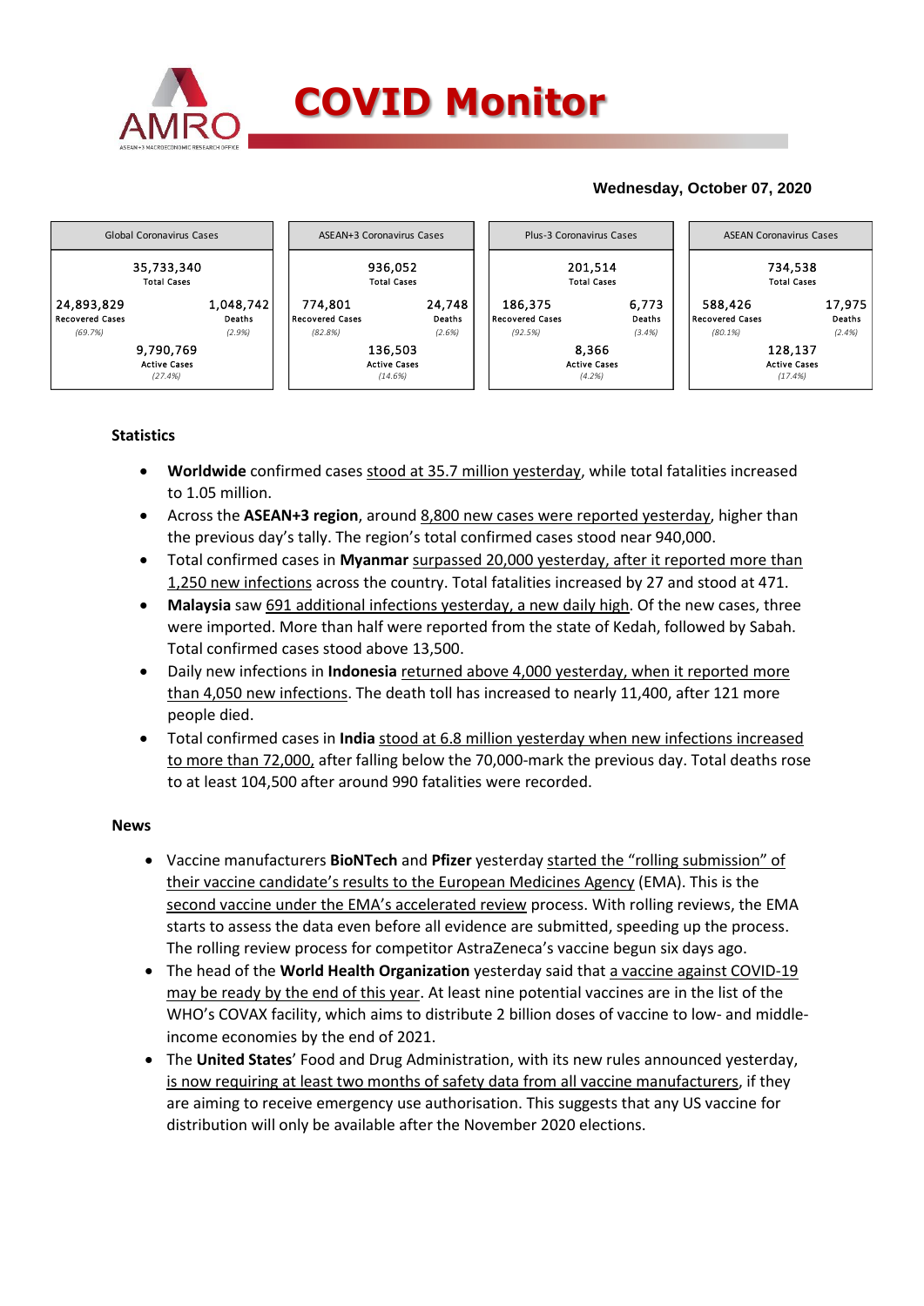# COVID Monitor

**Wednesday, October 07, 2020**

| Global Coronavirus Cases | | ASEAN+3 Coronavirus Cases | | Plus-3 Coronavirus Cases | | ASEAN Coronavirus Cases | |
|---|---|---|---|---|---|---|---|
| 35,733,340 Total Cases | | 936,052 Total Cases | | 201,514 Total Cases | | 734,538 Total Cases | |
| 24,893,829 Recovered Cases (69.7%) | 1,048,742 Deaths (2.9%) | 774,801 Recovered Cases (82.8%) | 24,748 Deaths (2.6%) | 186,375 Recovered Cases (92.5%) | 6,773 Deaths (3.4%) | 588,426 Recovered Cases (80.1%) | 17,975 Deaths (2.4%) |
| 9,790,769 Active Cases (27.4%) | | 136,503 Active Cases (14.6%) | | 8,366 Active Cases (4.2%) | | 128,137 Active Cases (17.4%) | |

## Statistics

- **Worldwide** confirmed cases stood at 35.7 million yesterday, while total fatalities increased to 1.05 million.
- Across the **ASEAN+3 region**, around 8,800 new cases were reported yesterday, higher than the previous day's tally. The region's total confirmed cases stood near 940,000.
- Total confirmed cases in **Myanmar** surpassed 20,000 yesterday, after it reported more than 1,250 new infections across the country. Total fatalities increased by 27 and stood at 471.
- **Malaysia** saw 691 additional infections yesterday, a new daily high. Of the new cases, three were imported. More than half were reported from the state of Kedah, followed by Sabah. Total confirmed cases stood above 13,500.
- Daily new infections in **Indonesia** returned above 4,000 yesterday, when it reported more than 4,050 new infections. The death toll has increased to nearly 11,400, after 121 more people died.
- Total confirmed cases in **India** stood at 6.8 million yesterday when new infections increased to more than 72,000, after falling below the 70,000-mark the previous day. Total deaths rose to at least 104,500 after around 990 fatalities were recorded.

## News

- Vaccine manufacturers **BioNTech** and **Pfizer** yesterday started the "rolling submission" of their vaccine candidate's results to the European Medicines Agency (EMA). This is the second vaccine under the EMA's accelerated review process. With rolling reviews, the EMA starts to assess the data even before all evidence are submitted, speeding up the process. The rolling review process for competitor AstraZeneca's vaccine begun six days ago.
- The head of the **World Health Organization** yesterday said that a vaccine against COVID-19 may be ready by the end of this year. At least nine potential vaccines are in the list of the WHO's COVAX facility, which aims to distribute 2 billion doses of vaccine to low- and middle-income economies by the end of 2021.
- The **United States**' Food and Drug Administration, with its new rules announced yesterday, is now requiring at least two months of safety data from all vaccine manufacturers, if they are aiming to receive emergency use authorisation. This suggests that any US vaccine for distribution will only be available after the November 2020 elections.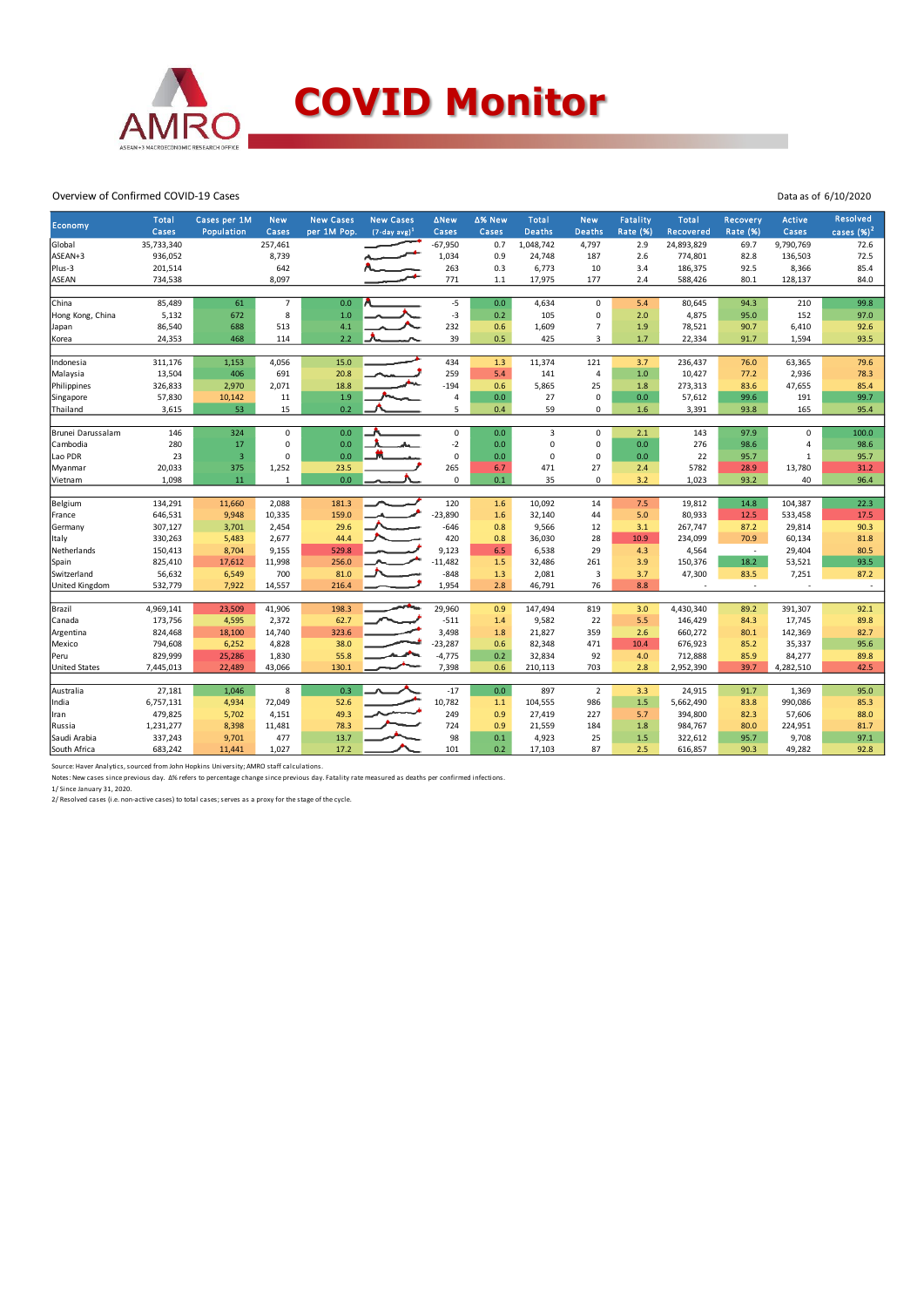# COVID Monitor

Overview of Confirmed COVID-19 Cases

Data as of 6/10/2020

| Economy | Total Cases | Cases per 1M Population | New Cases | New Cases per 1M Pop. | New Cases (7-day avg)[1] | ΔNew Cases | Δ% New Cases | Total Deaths | New Deaths | Fatality Rate (%) | Total Recovered | Recovery Rate (%) | Active Cases | Resolved cases (%)[2] |
|---|---|---|---|---|---|---|---|---|---|---|---|---|---|---|
| Global | 35,733,340 | | 257,461 | | | -67,950 | 0.7 | 1,048,742 | 4,797 | 2.9 | 24,893,829 | 69.7 | 9,790,769 | 72.6 |
| ASEAN+3 | 936,052 | | 8,739 | | | 1,034 | 0.9 | 24,748 | 187 | 2.6 | 774,801 | 82.8 | 136,503 | 72.5 |
| Plus-3 | 201,514 | | 642 | | | 263 | 0.3 | 6,773 | 10 | 3.4 | 186,375 | 92.5 | 8,366 | 85.4 |
| ASEAN | 734,538 | | 8,097 | | | 771 | 1.1 | 17,975 | 177 | 2.4 | 588,426 | 80.1 | 128,137 | 84.0 |
| | | | | | | | | | | | | | | |
| China | 85,489 | 61 | 7 | 0.0 | | -5 | 0.0 | 4,634 | 0 | 5.4 | 80,645 | 94.3 | 210 | 99.8 |
| Hong Kong, China | 5,132 | 672 | 8 | 1.0 | | -3 | 0.2 | 105 | 0 | 2.0 | 4,875 | 95.0 | 152 | 97.0 |
| Japan | 86,540 | 688 | 513 | 4.1 | | 232 | 0.6 | 1,609 | 7 | 1.9 | 78,521 | 90.7 | 6,410 | 92.6 |
| Korea | 24,353 | 468 | 114 | 2.2 | | 39 | 0.5 | 425 | 3 | 1.7 | 22,334 | 91.7 | 1,594 | 93.5 |
| | | | | | | | | | | | | | | |
| Indonesia | 311,176 | 1,153 | 4,056 | 15.0 | | 434 | 1.3 | 11,374 | 121 | 3.7 | 236,437 | 76.0 | 63,365 | 79.6 |
| Malaysia | 13,504 | 406 | 691 | 20.8 | | 259 | 5.4 | 141 | 4 | 1.0 | 10,427 | 77.2 | 2,936 | 78.3 |
| Philippines | 326,833 | 2,970 | 2,071 | 18.8 | | -194 | 0.6 | 5,865 | 25 | 1.8 | 273,313 | 83.6 | 47,655 | 85.4 |
| Singapore | 57,830 | 10,142 | 11 | 1.9 | | 4 | 0.0 | 27 | 0 | 0.0 | 57,612 | 99.6 | 191 | 99.7 |
| Thailand | 3,615 | 53 | 15 | 0.2 | | 5 | 0.4 | 59 | 0 | 1.6 | 3,391 | 93.8 | 165 | 95.4 |
| | | | | | | | | | | | | | | |
| Brunei Darussalam | 146 | 324 | 0 | 0.0 | | 0 | 0.0 | 3 | 0 | 2.1 | 143 | 97.9 | 0 | 100.0 |
| Cambodia | 280 | 17 | 0 | 0.0 | | -2 | 0.0 | 0 | 0 | 0.0 | 276 | 98.6 | 4 | 98.6 |
| Lao PDR | 23 | 3 | 0 | 0.0 | | 0 | 0.0 | 0 | 0 | 0.0 | 22 | 95.7 | 1 | 95.7 |
| Myanmar | 20,033 | 375 | 1,252 | 23.5 | | 265 | 6.7 | 471 | 27 | 2.4 | 5782 | 28.9 | 13,780 | 31.2 |
| Vietnam | 1,098 | 11 | 1 | 0.0 | | 0 | 0.1 | 35 | 0 | 3.2 | 1,023 | 93.2 | 40 | 96.4 |
| | | | | | | | | | | | | | | |
| Belgium | 134,291 | 11,660 | 2,088 | 181.3 | | 120 | 1.6 | 10,092 | 14 | 7.5 | 19,812 | 14.8 | 104,387 | 22.3 |
| France | 646,531 | 9,948 | 10,335 | 159.0 | | -23,890 | 1.6 | 32,140 | 44 | 5.0 | 80,933 | 12.5 | 533,458 | 17.5 |
| Germany | 307,127 | 3,701 | 2,454 | 29.6 | | -646 | 0.8 | 9,566 | 12 | 3.1 | 267,747 | 87.2 | 29,814 | 90.3 |
| Italy | 330,263 | 5,483 | 2,677 | 44.4 | | 420 | 0.8 | 36,030 | 28 | 10.9 | 234,099 | 70.9 | 60,134 | 81.8 |
| Netherlands | 150,413 | 8,704 | 9,155 | 529.8 | | 9,123 | 6.5 | 6,538 | 29 | 4.3 | 4,564 | - | 29,404 | 80.5 |
| Spain | 825,410 | 17,612 | 11,998 | 256.0 | | -11,482 | 1.5 | 32,486 | 261 | 3.9 | 150,376 | 18.2 | 53,521 | 93.5 |
| Switzerland | 56,632 | 6,549 | 700 | 81.0 | | -848 | 1.3 | 2,081 | 3 | 3.7 | 47,300 | 83.5 | 7,251 | 87.2 |
| United Kingdom | 532,779 | 7,922 | 14,557 | 216.4 | | 1,954 | 2.8 | 46,791 | 76 | 8.8 | - | - | - | - |
| | | | | | | | | | | | | | | |
| Brazil | 4,969,141 | 23,509 | 41,906 | 198.3 | | 29,960 | 0.9 | 147,494 | 819 | 3.0 | 4,430,340 | 89.2 | 391,307 | 92.1 |
| Canada | 173,756 | 4,595 | 2,372 | 62.7 | | -511 | 1.4 | 9,582 | 22 | 5.5 | 146,429 | 84.3 | 17,745 | 89.8 |
| Argentina | 824,468 | 18,100 | 14,740 | 323.6 | | 3,498 | 1.8 | 21,827 | 359 | 2.6 | 660,272 | 80.1 | 142,369 | 82.7 |
| Mexico | 794,608 | 6,252 | 4,828 | 38.0 | | -23,287 | 0.6 | 82,348 | 471 | 10.4 | 676,923 | 85.2 | 35,337 | 95.6 |
| Peru | 829,999 | 25,286 | 1,830 | 55.8 | | -4,775 | 0.2 | 32,834 | 92 | 4.0 | 712,888 | 85.9 | 84,277 | 89.8 |
| United States | 7,445,013 | 22,489 | 43,066 | 130.1 | | 7,398 | 0.6 | 210,113 | 703 | 2.8 | 2,952,390 | 39.7 | 4,282,510 | 42.5 |
| | | | | | | | | | | | | | | |
| Australia | 27,181 | 1,046 | 8 | 0.3 | | -17 | 0.0 | 897 | 2 | 3.3 | 24,915 | 91.7 | 1,369 | 95.0 |
| India | 6,757,131 | 4,934 | 72,049 | 52.6 | | 10,782 | 1.1 | 104,555 | 986 | 1.5 | 5,662,490 | 83.8 | 990,086 | 85.3 |
| Iran | 479,825 | 5,702 | 4,151 | 49.3 | | 249 | 0.9 | 27,419 | 227 | 5.7 | 394,800 | 82.3 | 57,606 | 88.0 |
| Russia | 1,231,277 | 8,398 | 11,481 | 78.3 | | 724 | 0.9 | 21,559 | 184 | 1.8 | 984,767 | 80.0 | 224,951 | 81.7 |
| Saudi Arabia | 337,243 | 9,701 | 477 | 13.7 | | 98 | 0.1 | 4,923 | 25 | 1.5 | 322,612 | 95.7 | 9,708 | 97.1 |
| South Africa | 683,242 | 11,441 | 1,027 | 17.2 | | 101 | 0.2 | 17,103 | 87 | 2.5 | 616,857 | 90.3 | 49,282 | 92.8 |

Source: Haver Analytics, sourced from John Hopkins University; AMRO staff calculations.

Notes: New cases since previous day. Δ% refers to percentage change since previous day. Fatality rate measured as deaths per confirmed infections.

1/ Since January 31, 2020.

2/ Resolved cases (i.e. non-active cases) to total cases; serves as a proxy for the stage of the cycle.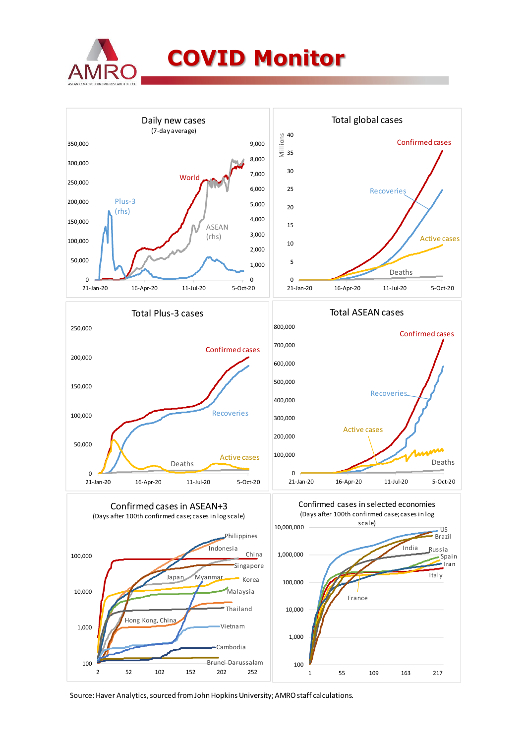AMRO

ASEAN+3 MACROECONOMIC RESEARCH OFFICE

# COVID Monitor

## Daily new cases
(7-day average)

350,000
300,000
250,000
200,000
150,000
100,000
50,000
0

9,000
8,000
7,000
6,000
5,000
4,000
3,000
2,000
1,000
0

World

Plus-3 (rhs)

ASEAN (rhs)

21-Jan-20 16-Apr-20 11-Jul-20 5-Oct-20

## Total global cases

Millions

40
35
30
25
20
15
10
5
0

Confirmed cases

Recoveries

Active cases

Deaths

21-Jan-20 16-Apr-20 11-Jul-20 5-Oct-20

## Total Plus-3 cases

250,000
200,000
150,000
100,000
50,000
0

Confirmed cases

Recoveries

Active cases

Deaths

21-Jan-20 16-Apr-20 11-Jul-20 5-Oct-20

## Total ASEAN cases

800,000
700,000
600,000
500,000
400,000
300,000
200,000
100,000
0

Confirmed cases

Recoveries

Active cases

Deaths

21-Jan-20 16-Apr-20 11-Jul-20 5-Oct-20

## Confirmed cases in ASEAN+3
(Days after 100th confirmed case; cases in log scale)

100,000
10,000
1,000
100

Philippines
Indonesia
China
Singapore
Japan
Myanmar
Korea
Malaysia
Thailand
Hong Kong, China
Vietnam
Cambodia
Brunei Darussalam

2 52 102 152 202 252

## Confirmed cases in selected economies
(Days after 100th confirmed case; cases in log scale)

10,000,000
1,000,000
100,000
10,000
1,000
100

US
Brazil
India
Russia
Spain
Iran
Italy
France

1 55 109 163 217

Source: Haver Analytics, sourced from John Hopkins University; AMRO staff calculations.